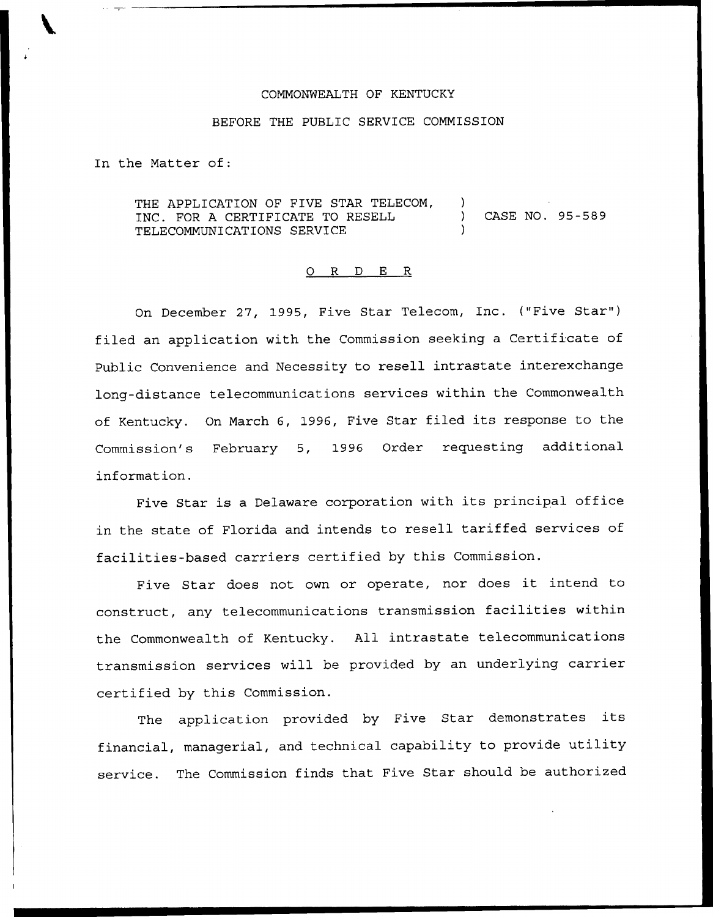COMMONWEALTH OF KENTUCKY

BEFORE THE PUBLIC SERVICE COMMISSION

In the Matter of:

THE APPLICATION OF FIVE STAR TELECOM, INC. FOR A CERTIFICATE TO RESELL TELECOMMUNICATIONS SERVICE ) CASE NO. 95-589

O R D E R

On December 27, 1995, Five Star Telecom, Inc. ("Five Star") filed an application with the Commission seeking a Certificate of Public Convenience and Necessity to resell intrastate interexchange long-distance telecommunications services within the Commonwealth of Kentucky. On March 6, 1996, Five Star filed its response to the Commission's February 5, 1996 Order requesting additional information.

Five Star is a Delaware corporation with its principal office in the state of Florida and intends to resell tariffed services of facilities-based carriers certified by this Commission.

Five Star does not own or operate, nor does it intend to construct, any telecommunications transmission facilities within the Commonwealth of Kentucky. All intrastate telecommunications transmission services will be provided by an underlying carrier certified by this Commission.

The application provided by Five Star demonstrates its financial, managerial, and technical capability to provide utility service. The Commission finds that Five Star should be authorized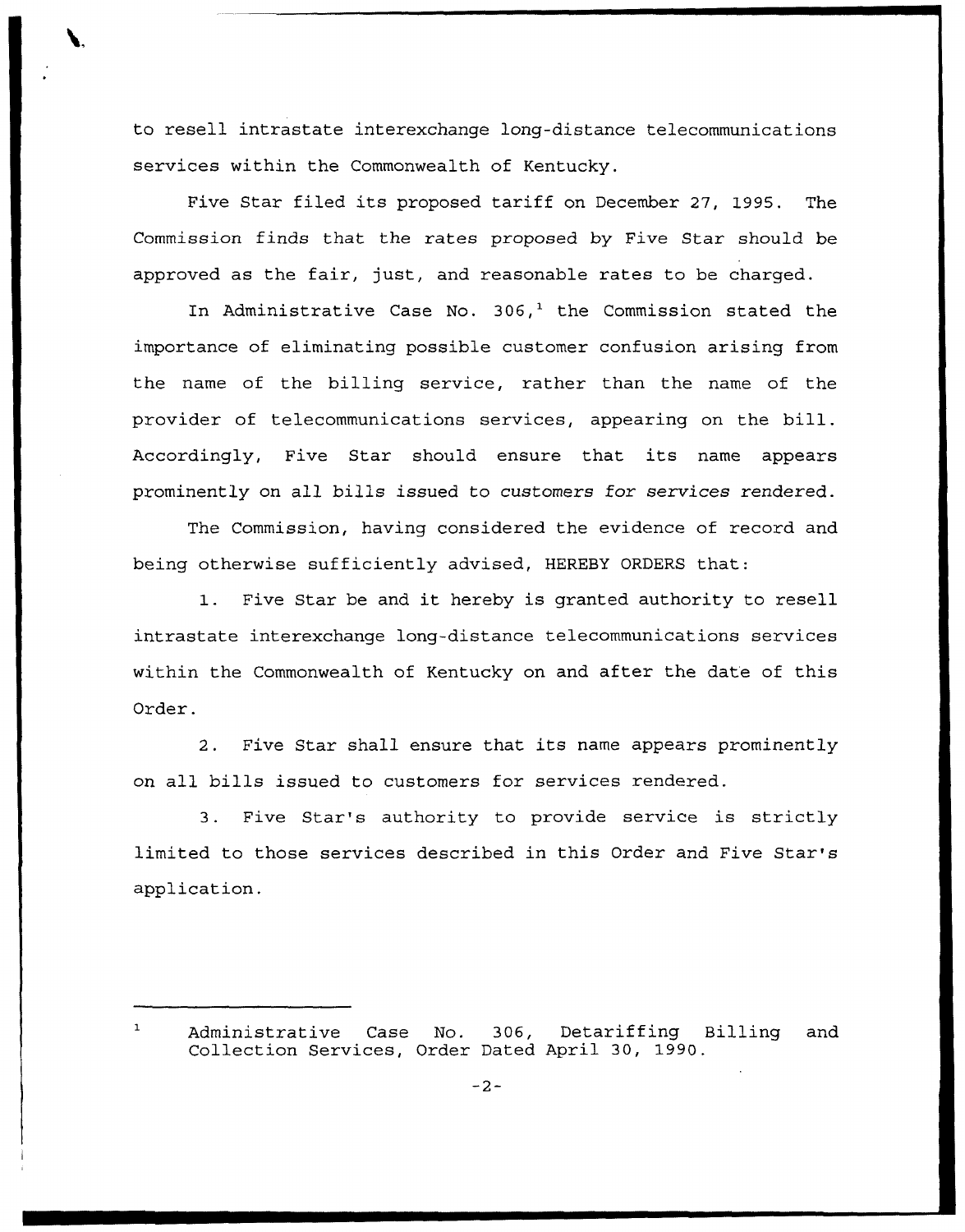to resell intrastate interexchange long-distance telecommunications services within the Commonwealth of Kentucky.

Five Star filed its proposed tariff on December 27, 1995. The Commission finds that the rates proposed by Five Star should be approved as the fair, just, and reasonable rates to be charged.

In Administrative Case No. 306,[1] the Commission stated the importance of eliminating possible customer confusion arising from the name of the billing service, rather than the name of the provider of telecommunications services, appearing on the bill. Accordingly, Five Star should ensure that its name appears prominently on all bills issued to customers for services rendered.

The Commission, having considered the evidence of record and being otherwise sufficiently advised, HEREBY ORDERS that:

1. Five Star be and it hereby is granted authority to resell intrastate interexchange long-distance telecommunications services within the Commonwealth of Kentucky on and after the date of this Order.

2. Five Star shall ensure that its name appears prominently on all bills issued to customers for services rendered.

3. Five Star's authority to provide service is strictly limited to those services described in this Order and Five Star's application.

---

[1] Administrative Case No. 306, Detariffing Billing and Collection Services, Order Dated April 30, 1990.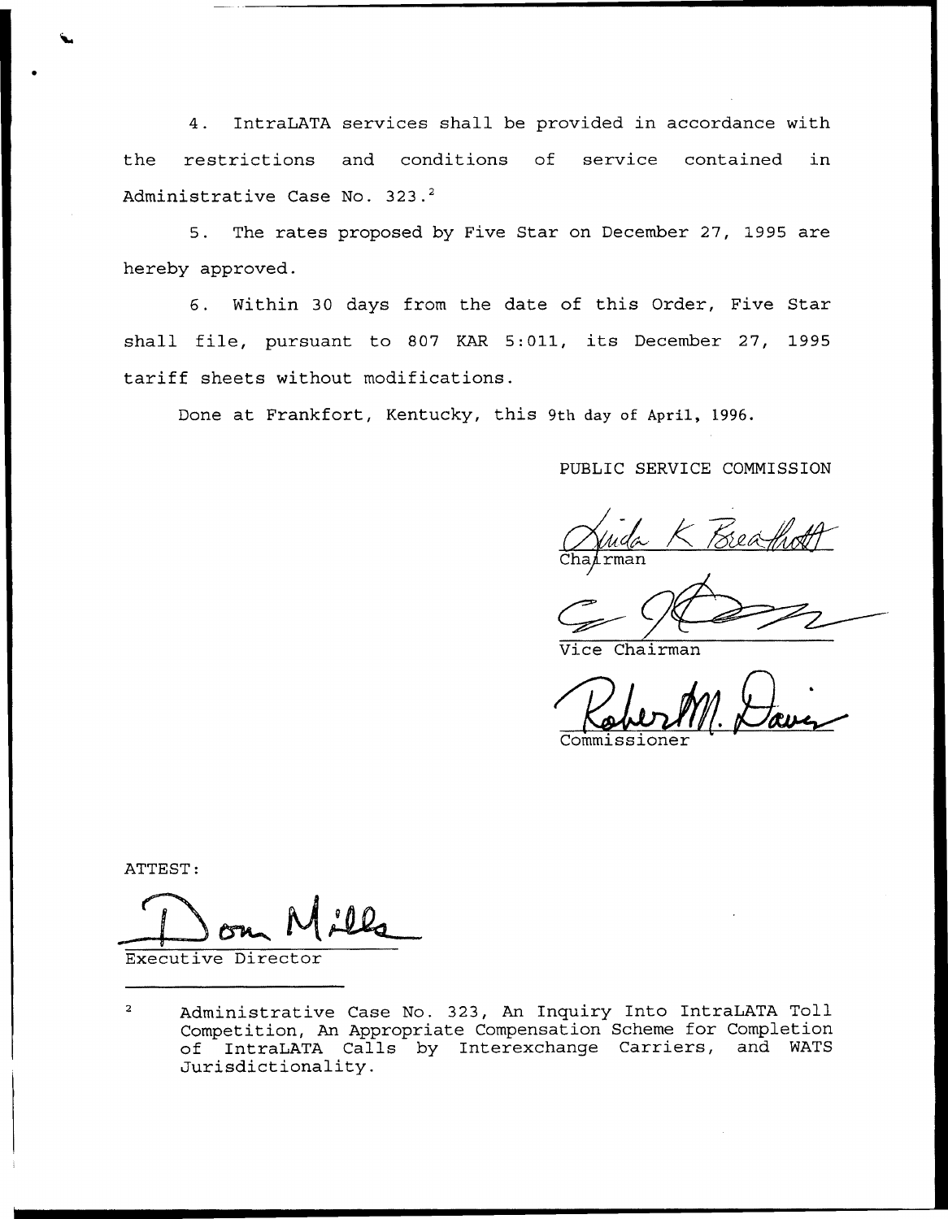4. IntraLATA services shall be provided in accordance with the restrictions and conditions of service contained in Administrative Case No. 323.[2]

5. The rates proposed by Five Star on December 27, 1995 are hereby approved.

6. Within 30 days from the date of this Order, Five Star shall file, pursuant to 807 KAR 5:011, its December 27, 1995 tariff sheets without modifications.

Done at Frankfort, Kentucky, this 9th day of April, 1996.

PUBLIC SERVICE COMMISSION

Linda K Breathitt
Chairman

Vice Chairman

Robert M. Davis
Commissioner

ATTEST:

Don Mills
Executive Director

---

[2] Administrative Case No. 323, An Inquiry Into IntraLATA Toll Competition, An Appropriate Compensation Scheme for Completion of IntraLATA Calls by Interexchange Carriers, and WATS Jurisdictionality.